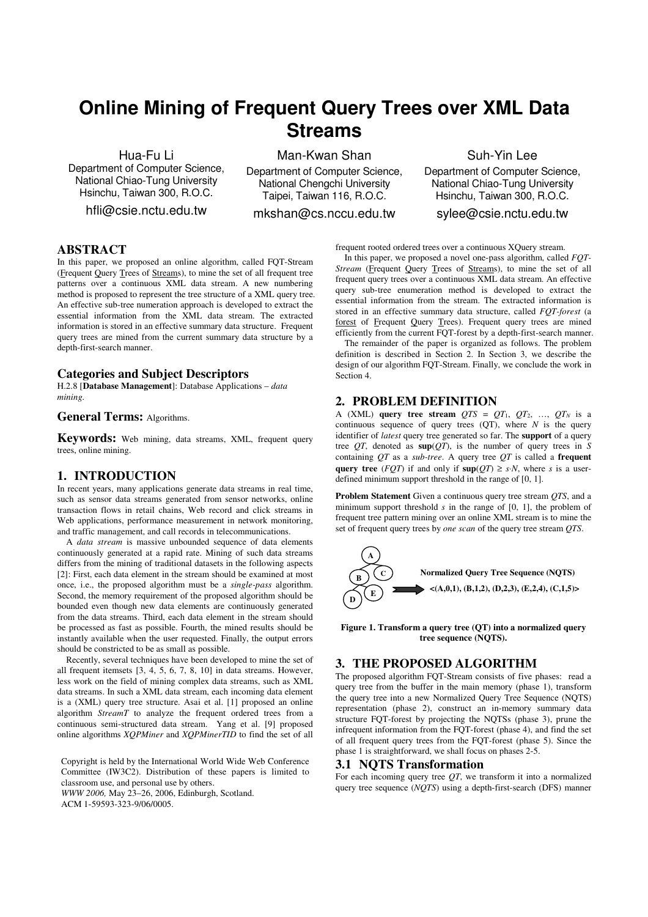# Online Mining of Frequent Query Trees over XML Data Streams

Hua-Fu Li
Department of Computer Science,
National Chiao-Tung University
Hsinchu, Taiwan 300, R.O.C.
hfli@csie.nctu.edu.tw

Man-Kwan Shan
Department of Computer Science,
National Chengchi University
Taipei, Taiwan 116, R.O.C.
mkshan@cs.nccu.edu.tw

Suh-Yin Lee
Department of Computer Science,
National Chiao-Tung University
Hsinchu, Taiwan 300, R.O.C.
sylee@csie.nctu.edu.tw

## ABSTRACT

In this paper, we proposed an online algorithm, called FQT-Stream (Frequent Query Trees of Streams), to mine the set of all frequent tree patterns over a continuous XML data stream. A new numbering method is proposed to represent the tree structure of a XML query tree. An effective sub-tree numeration approach is developed to extract the essential information from the XML data stream. The extracted information is stored in an effective summary data structure. Frequent query trees are mined from the current summary data structure by a depth-first-search manner.

## Categories and Subject Descriptors

H.2.8 [**Database Management**]: Database Applications – *data mining*.

## General Terms: Algorithms.

## Keywords: Web mining, data streams, XML, frequent query trees, online mining.

## 1. INTRODUCTION

In recent years, many applications generate data streams in real time, such as sensor data streams generated from sensor networks, online transaction flows in retail chains, Web record and click streams in Web applications, performance measurement in network monitoring, and traffic management, and call records in telecommunications.

A *data stream* is massive unbounded sequence of data elements continuously generated at a rapid rate. Mining of such data streams differs from the mining of traditional datasets in the following aspects [2]: First, each data element in the stream should be examined at most once, i.e., the proposed algorithm must be a *single-pass* algorithm. Second, the memory requirement of the proposed algorithm should be bounded even though new data elements are continuously generated from the data streams. Third, each data element in the stream should be processed as fast as possible. Fourth, the mined results should be instantly available when the user requested. Finally, the output errors should be constricted to be as small as possible.

Recently, several techniques have been developed to mine the set of all frequent itemsets [3, 4, 5, 6, 7, 8, 10] in data streams. However, less work on the field of mining complex data streams, such as XML data streams. In such a XML data stream, each incoming data element is a (XML) query tree structure. Asai et al. [1] proposed an online algorithm *StreamT* to analyze the frequent ordered trees from a continuous semi-structured data stream. Yang et al. [9] proposed online algorithms *XQPMiner* and *XQPMinerTID* to find the set of all frequent rooted ordered trees over a continuous XQuery stream.

In this paper, we proposed a novel one-pass algorithm, called *FQT-Stream* (Frequent Query Trees of Streams), to mine the set of all frequent query trees over a continuous XML data stream. An effective query sub-tree enumeration method is developed to extract the essential information from the stream. The extracted information is stored in an effective summary data structure, called *FQT-forest* (a forest of Frequent Query Trees). Frequent query trees are mined efficiently from the current FQT-forest by a depth-first-search manner.

The remainder of the paper is organized as follows. The problem definition is described in Section 2. In Section 3, we describe the design of our algorithm FQT-Stream. Finally, we conclude the work in Section 4.

Copyright is held by the International World Wide Web Conference Committee (IW3C2). Distribution of these papers is limited to classroom use, and personal use by others.
*WWW 2006,* May 23–26, 2006, Edinburgh, Scotland.
ACM 1-59593-323-9/06/0005.

## 2. PROBLEM DEFINITION

A (XML) **query tree stream** $QTS = QT_1, QT_2, \ldots, QT_N$ is a continuous sequence of query trees (QT), where $N$ is the query identifier of *latest* query tree generated so far. The **support** of a query tree $QT$, denoted as **sup**($QT$), is the number of query trees in $S$ containing $QT$ as a *sub-tree*. A query tree $QT$ is called a **frequent query tree** ($FQT$) if and only if **sup**$(QT) \geq s \cdot N$, where $s$ is a user-defined minimum support threshold in the range of [0, 1].

**Problem Statement** Given a continuous query tree stream $QTS$, and a minimum support threshold $s$ in the range of [0, 1], the problem of frequent tree pattern mining over an online XML stream is to mine the set of frequent query trees by *one scan* of the query tree stream $QTS$.

**Normalized Query Tree Sequence (NQTS)**

**<(A,0,1), (B,1,2), (D,2,3), (E,2,4), (C,1,5)>**

**Figure 1. Transform a query tree (QT) into a normalized query tree sequence (NQTS).**

## 3. THE PROPOSED ALGORITHM

The proposed algorithm FQT-Stream consists of five phases: read a query tree from the buffer in the main memory (phase 1), transform the query tree into a new Normalized Query Tree Sequence (NQTS) representation (phase 2), construct an in-memory summary data structure FQT-forest by projecting the NQTSs (phase 3), prune the infrequent information from the FQT-forest (phase 4), and find the set of all frequent query trees from the FQT-forest (phase 5). Since the phase 1 is straightforward, we shall focus on phases 2-5.

### 3.1 NQTS Transformation

For each incoming query tree $QT$, we transform it into a normalized query tree sequence ($NQTS$) using a depth-first-search (DFS) manner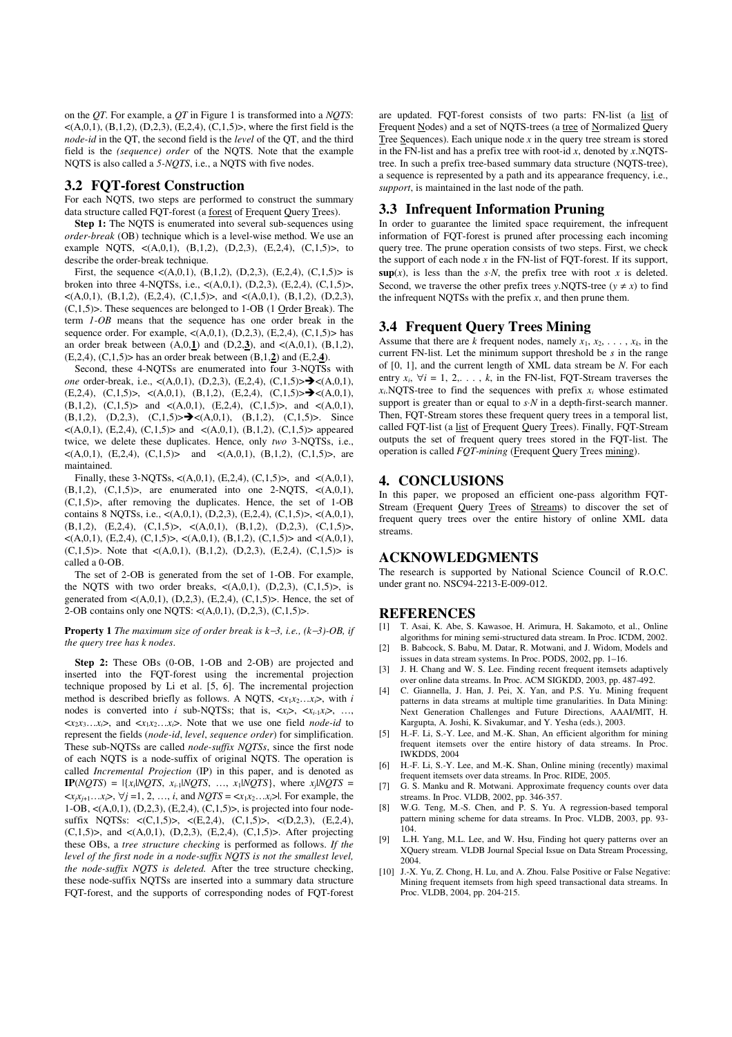on the *QT*. For example, a *QT* in Figure 1 is transformed into a *NQTS*: <(A,0,1), (B,1,2), (D,2,3), (E,2,4), (C,1,5)>, where the first field is the *node-id* in the QT, the second field is the *level* of the QT, and the third field is the *(sequence) order* of the NQTS. Note that the example NQTS is also called a *5-NQTS*, i.e., a NQTS with five nodes.

## 3.2 FQT-forest Construction

For each NQTS, two steps are performed to construct the summary data structure called FQT-forest (a forest of Frequent Query Trees).

**Step 1:** The NQTS is enumerated into several sub-sequences using *order-break* (OB) technique which is a level-wise method. We use an example NQTS, <(A,0,1), (B,1,2), (D,2,3), (E,2,4), (C,1,5)>, to describe the order-break technique.

First, the sequence <(A,0,1), (B,1,2), (D,2,3), (E,2,4), (C,1,5)> is broken into three 4-NQTSs, i.e., <(A,0,1), (D,2,3), (E,2,4), (C,1,5)>, <(A,0,1), (B,1,2), (E,2,4), (C,1,5)>, and <(A,0,1), (B,1,2), (D,2,3), (C,1,5)>. These sequences are belonged to 1-OB (1 Order Break). The term *1-OB* means that the sequence has one order break in the sequence order. For example, <(A,0,1), (D,2,3), (E,2,4), (C,1,5)> has an order break between (A,0,**1**) and (D,2,**3**), and <(A,0,1), (B,1,2), (E,2,4), (C,1,5)> has an order break between (B,1,**2**) and (E,2,**4**).

Second, these 4-NQTSs are enumerated into four 3-NQTSs with *one* order-break, i.e., <(A,0,1), (D,2,3), (E,2,4), (C,1,5)>→<(A,0,1), (E,2,4), (C,1,5)>, <(A,0,1), (B,1,2), (E,2,4), (C,1,5)>→<(A,0,1), (B,1,2), (C,1,5)> and <(A,0,1), (E,2,4), (C,1,5)>, and <(A,0,1), (B,1,2), (D,2,3), (C,1,5)>→<(A,0,1), (B,1,2), (C,1,5)>. Since <(A,0,1), (E,2,4), (C,1,5)> and <(A,0,1), (B,1,2), (C,1,5)> appeared twice, we delete these duplicates. Hence, only *two* 3-NQTSs, i.e., <(A,0,1), (E,2,4), (C,1,5)> and <(A,0,1), (B,1,2), (C,1,5)>, are maintained.

Finally, these 3-NQTSs, <(A,0,1), (E,2,4), (C,1,5)>, and <(A,0,1), (B,1,2), (C,1,5)>, are enumerated into one 2-NQTS, <(A,0,1), (C,1,5)>, after removing the duplicates. Hence, the set of 1-OB contains 8 NQTSs, i.e., <(A,0,1), (D,2,3), (E,2,4), (C,1,5)>, <(A,0,1), (B,1,2), (E,2,4), (C,1,5)>, <(A,0,1), (B,1,2), (D,2,3), (C,1,5)>, <(A,0,1), (E,2,4), (C,1,5)>, <(A,0,1), (B,1,2), (C,1,5)> and <(A,0,1), (C,1,5)>. Note that <(A,0,1), (B,1,2), (D,2,3), (E,2,4), (C,1,5)> is called a 0-OB.

The set of 2-OB is generated from the set of 1-OB. For example, the NQTS with two order breaks, <(A,0,1), (D,2,3), (C,1,5)>, is generated from <(A,0,1), (D,2,3), (E,2,4), (C,1,5)>. Hence, the set of 2-OB contains only one NQTS: <(A,0,1), (D,2,3), (C,1,5)>.

**Property 1** *The maximum size of order break is k−3, i.e., (k−3)-OB, if the query tree has k nodes.*

**Step 2:** These OBs (0-OB, 1-OB and 2-OB) are projected and inserted into the FQT-forest using the incremental projection technique proposed by Li et al. [5, 6]. The incremental projection method is described briefly as follows. A NQTS, $<x_1x_2\ldots x_i>$, with $i$ nodes is converted into $i$ sub-NQTSs; that is, $<x_i>$, $<x_{i-1}x_i>$, …, $<x_2x_3\ldots x_i>$, and $<x_1x_2\ldots x_i>$. Note that we use one field *node-id* to represent the fields (*node-id*, *level*, *sequence order*) for simplification. These sub-NQTSs are called *node-suffix NQTSs*, since the first node of each NQTS is a node-suffix of original NQTS. The operation is called *Incremental Projection* (IP) in this paper, and is denoted as $\mathbf{IP}(NQTS) = |\{x_i|NQTS,\ x_{i-1}|NQTS,\ \ldots,\ x_1|NQTS\}$, where $x_j|NQTS = <x_jx_{j+1}\ldots x_i>$, $\forall j = 1, 2, \ldots, i$, and $NQTS = <x_1x_2\ldots x_i>$|. For example, the 1-OB, <(A,0,1), (D,2,3), (E,2,4), (C,1,5)>, is projected into four node-suffix NQTSs: <(C,1,5)>, <(E,2,4), (C,1,5)>, <(D,2,3), (E,2,4), (C,1,5)>, and <(A,0,1), (D,2,3), (E,2,4), (C,1,5)>. After projecting these OBs, a *tree structure checking* is performed as follows. *If the level of the first node in a node-suffix NQTS is not the smallest level, the node-suffix NQTS is deleted.* After the tree structure checking, these node-suffix NQTSs are inserted into a summary data structure FQT-forest, and the supports of corresponding nodes of FQT-forest are updated. FQT-forest consists of two parts: FN-list (a list of Frequent Nodes) and a set of NQTS-trees (a tree of Normalized Query Tree Sequences). Each unique node $x$ in the query tree stream is stored in the FN-list and has a prefix tree with root-id $x$, denoted by $x$.NQTS-tree. In such a prefix tree-based summary data structure (NQTS-tree), a sequence is represented by a path and its appearance frequency, i.e., *support*, is maintained in the last node of the path.

## 3.3 Infrequent Information Pruning

In order to guarantee the limited space requirement, the infrequent information of FQT-forest is pruned after processing each incoming query tree. The prune operation consists of two steps. First, we check the support of each node $x$ in the FN-list of FQT-forest. If its support, $\mathbf{sup}(x)$, is less than the $s{\cdot}N$, the prefix tree with root $x$ is deleted. Second, we traverse the other prefix trees $y$.NQTS-tree ($y \neq x$) to find the infrequent NQTSs with the prefix $x$, and then prune them.

## 3.4 Frequent Query Trees Mining

Assume that there are $k$ frequent nodes, namely $x_1, x_2, \ldots, x_k$, in the current FN-list. Let the minimum support threshold be $s$ in the range of [0, 1], and the current length of XML data stream be $N$. For each entry $x_i$, $\forall i = 1, 2, \ldots, k$, in the FN-list, FQT-Stream traverses the $x_i$.NQTS-tree to find the sequences with prefix $x_i$ whose estimated support is greater than or equal to $s{\cdot}N$ in a depth-first-search manner. Then, FQT-Stream stores these frequent query trees in a temporal list, called FQT-list (a list of Frequent Query Trees). Finally, FQT-Stream outputs the set of frequent query trees stored in the FQT-list. The operation is called *FQT-mining* (Frequent Query Trees mining).

# 4. CONCLUSIONS

In this paper, we proposed an efficient one-pass algorithm FQT-Stream (Frequent Query Trees of Streams) to discover the set of frequent query trees over the entire history of online XML data streams.

# ACKNOWLEDGMENTS

The research is supported by National Science Council of R.O.C. under grant no. NSC94-2213-E-009-012.

# REFERENCES

[1] T. Asai, K. Abe, S. Kawasoe, H. Arimura, H. Sakamoto, et al., Online algorithms for mining semi-structured data stream. In Proc. ICDM, 2002.

[2] B. Babcock, S. Babu, M. Datar, R. Motwani, and J. Widom, Models and issues in data stream systems. In Proc. PODS, 2002, pp. 1–16.

[3] J. H. Chang and W. S. Lee. Finding recent frequent itemsets adaptively over online data streams. In Proc. ACM SIGKDD, 2003, pp. 487-492.

[4] C. Giannella, J. Han, J. Pei, X. Yan, and P.S. Yu. Mining frequent patterns in data streams at multiple time granularities. In Data Mining: Next Generation Challenges and Future Directions, AAAI/MIT, H. Kargupta, A. Joshi, K. Sivakumar, and Y. Yesha (eds.), 2003.

[5] H.-F. Li, S.-Y. Lee, and M.-K. Shan, An efficient algorithm for mining frequent itemsets over the entire history of data streams. In Proc. IWKDDS, 2004

[6] H.-F. Li, S.-Y. Lee, and M.-K. Shan, Online mining (recently) maximal frequent itemsets over data streams. In Proc. RIDE, 2005.

[7] G. S. Manku and R. Motwani. Approximate frequency counts over data streams. In Proc. VLDB, 2002, pp. 346-357.

[8] W.G. Teng, M.-S. Chen, and P. S. Yu. A regression-based temporal pattern mining scheme for data streams. In Proc. VLDB, 2003, pp. 93-104.

[9] L.H. Yang, M.L. Lee, and W. Hsu, Finding hot query patterns over an XQuery stream. VLDB Journal Special Issue on Data Stream Processing, 2004.

[10] J.-X. Yu, Z. Chong, H. Lu, and A. Zhou. False Positive or False Negative: Mining frequent itemsets from high speed transactional data streams. In Proc. VLDB, 2004, pp. 204-215.